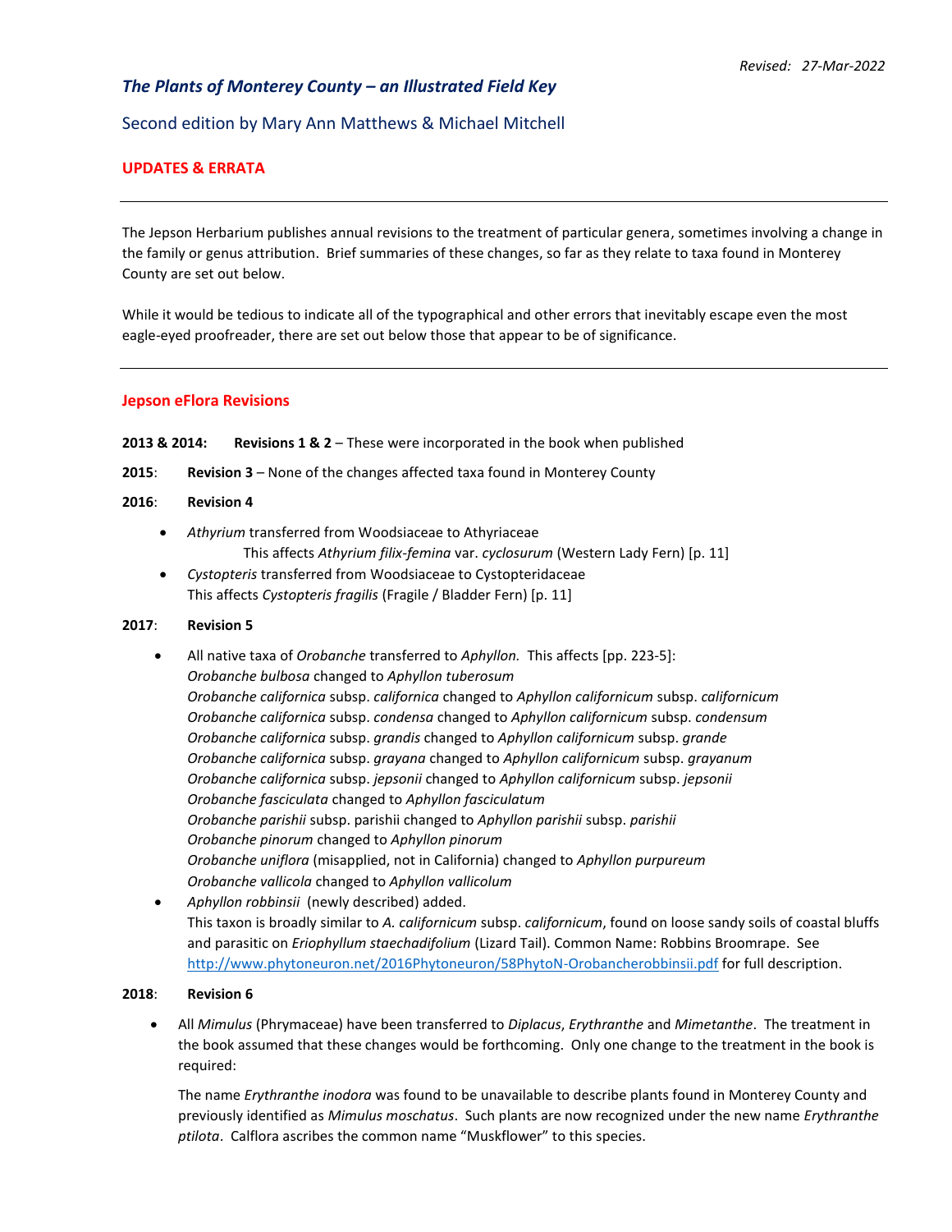Revised: 27-Mar-2022

# *The Plants of Monterey County – an Illustrated Field Key*

Second edition by Mary Ann Matthews & Michael Mitchell

## UPDATES & ERRATA

---

The Jepson Herbarium publishes annual revisions to the treatment of particular genera, sometimes involving a change in the family or genus attribution. Brief summaries of these changes, so far as they relate to taxa found in Monterey County are set out below.

While it would be tedious to indicate all of the typographical and other errors that inevitably escape even the most eagle-eyed proofreader, there are set out below those that appear to be of significance.

---

## Jepson eFlora Revisions

**2013 & 2014:** **Revisions 1 & 2** – These were incorporated in the book when published

**2015**: **Revision 3** – None of the changes affected taxa found in Monterey County

**2016**: **Revision 4**

- *Athyrium* transferred from Woodsiaceae to Athyriaceae
  This affects *Athyrium filix-femina* var. *cyclosurum* (Western Lady Fern) [p. 11]
- *Cystopteris* transferred from Woodsiaceae to Cystopteridaceae
  This affects *Cystopteris fragilis* (Fragile / Bladder Fern) [p. 11]

**2017**: **Revision 5**

- All native taxa of *Orobanche* transferred to *Aphyllon.* This affects [pp. 223-5]:
  *Orobanche bulbosa* changed to *Aphyllon tuberosum*
  *Orobanche californica* subsp. *californica* changed to *Aphyllon californicum* subsp. *californicum*
  *Orobanche californica* subsp. *condensa* changed to *Aphyllon californicum* subsp. *condensum*
  *Orobanche californica* subsp. *grandis* changed to *Aphyllon californicum* subsp. *grande*
  *Orobanche californica* subsp. *grayana* changed to *Aphyllon californicum* subsp. *grayanum*
  *Orobanche californica* subsp. *jepsonii* changed to *Aphyllon californicum* subsp. *jepsonii*
  *Orobanche fasciculata* changed to *Aphyllon fasciculatum*
  *Orobanche parishii* subsp. parishii changed to *Aphyllon parishii* subsp. *parishii*
  *Orobanche pinorum* changed to *Aphyllon pinorum*
  *Orobanche uniflora* (misapplied, not in California) changed to *Aphyllon purpureum*
  *Orobanche vallicola* changed to *Aphyllon vallicolum*
- *Aphyllon robbinsii* (newly described) added.
  This taxon is broadly similar to *A. californicum* subsp. *californicum*, found on loose sandy soils of coastal bluffs and parasitic on *Eriophyllum staechadifolium* (Lizard Tail). Common Name: Robbins Broomrape. See http://www.phytoneuron.net/2016Phytoneuron/58PhytoN-Orobancherobbinsii.pdf for full description.

**2018**: **Revision 6**

- All *Mimulus* (Phrymaceae) have been transferred to *Diplacus*, *Erythranthe* and *Mimetanthe*. The treatment in the book assumed that these changes would be forthcoming. Only one change to the treatment in the book is required:

  The name *Erythranthe inodora* was found to be unavailable to describe plants found in Monterey County and previously identified as *Mimulus moschatus*. Such plants are now recognized under the new name *Erythranthe ptilota*. Calflora ascribes the common name "Muskflower" to this species.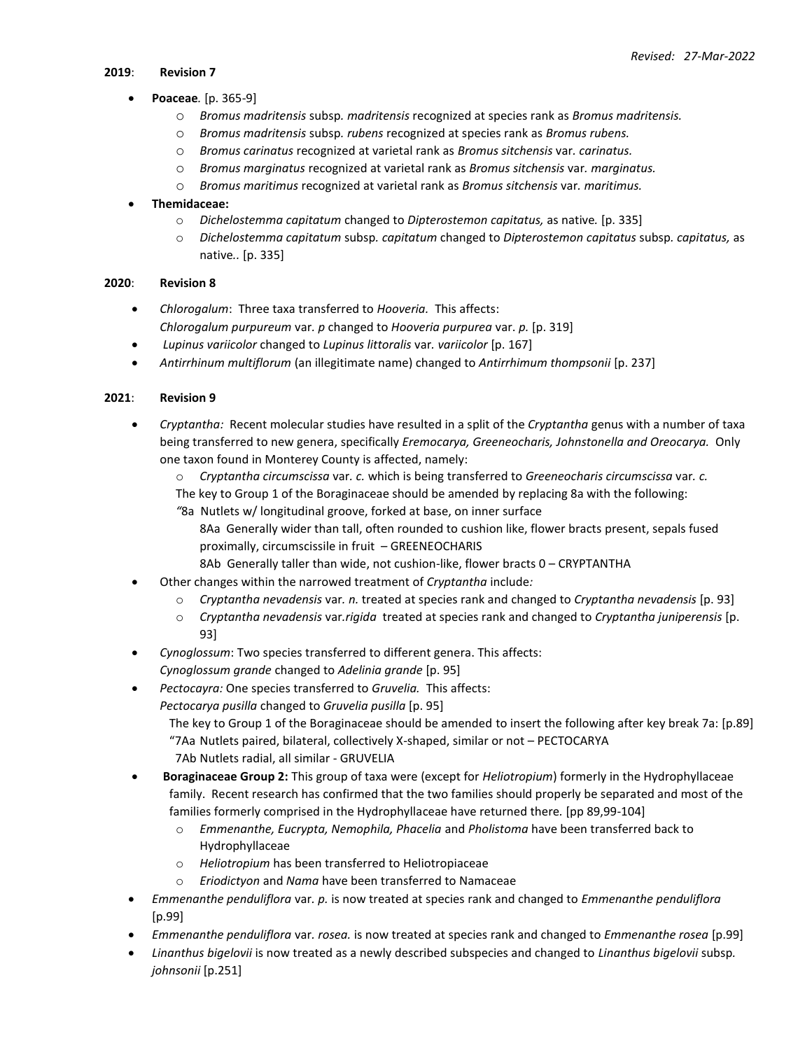*Revised: 27-Mar-2022*

**2019**: **Revision 7**

- **Poaceae***.* [p. 365-9]
  - *Bromus madritensis* subsp*. madritensis* recognized at species rank as *Bromus madritensis.*
  - *Bromus madritensis* subsp*. rubens* recognized at species rank as *Bromus rubens.*
  - *Bromus carinatus* recognized at varietal rank as *Bromus sitchensis* var*. carinatus.*
  - *Bromus marginatus* recognized at varietal rank as *Bromus sitchensis* var*. marginatus.*
  - *Bromus maritimus* recognized at varietal rank as *Bromus sitchensis* var*. maritimus.*
- **Themidaceae:**
  - *Dichelostemma capitatum* changed to *Dipterostemon capitatus,* as native*.* [p. 335]
  - *Dichelostemma capitatum* subsp*. capitatum* changed to *Dipterostemon capitatus* subsp*. capitatus,* as native*.*. [p. 335]

**2020**: **Revision 8**

- *Chlorogalum*: Three taxa transferred to *Hooveria.* This affects:
  *Chlorogalum purpureum* var*. p* changed to *Hooveria purpurea* var*. p.* [p. 319]
- *Lupinus variicolor* changed to *Lupinus littoralis* var*. variicolor* [p. 167]
- *Antirrhinum multiflorum* (an illegitimate name) changed to *Antirrhimum thompsonii* [p. 237]

**2021**: **Revision 9**

- *Cryptantha:* Recent molecular studies have resulted in a split of the *Cryptantha* genus with a number of taxa being transferred to new genera, specifically *Eremocarya, Greeneocharis, Johnstonella and Oreocarya.* Only one taxon found in Monterey County is affected, namely:
  - *Cryptantha circumscissa* var*. c.* which is being transferred to *Greeneocharis circumscissa* var*. c.*

  The key to Group 1 of the Boraginaceae should be amended by replacing 8a with the following:

  *"*8a Nutlets w/ longitudinal groove, forked at base, on inner surface

  8Aa Generally wider than tall, often rounded to cushion like, flower bracts present, sepals fused proximally, circumscissile in fruit – GREENEOCHARIS

  8Ab Generally taller than wide, not cushion-like, flower bracts 0 – CRYPTANTHA
- Other changes within the narrowed treatment of *Cryptantha* include*:*
  - *Cryptantha nevadensis* var*. n.* treated at species rank and changed to *Cryptantha nevadensis* [p. 93]
  - *Cryptantha nevadensis* var*.rigida* treated at species rank and changed to *Cryptantha juniperensis* [p. 93]
- *Cynoglossum*: Two species transferred to different genera. This affects:
  *Cynoglossum grande* changed to *Adelinia grande* [p. 95]
- *Pectocayra:* One species transferred to *Gruvelia.* This affects:
  *Pectocarya pusilla* changed to *Gruvelia pusilla* [p. 95]

  The key to Group 1 of the Boraginaceae should be amended to insert the following after key break 7a: [p.89]

  "7Aa Nutlets paired, bilateral, collectively X-shaped, similar or not – PECTOCARYA

  7Ab Nutlets radial, all similar - GRUVELIA
- **Boraginaceae Group 2:** This group of taxa were (except for *Heliotropium*) formerly in the Hydrophyllaceae family. Recent research has confirmed that the two families should properly be separated and most of the families formerly comprised in the Hydrophyllaceae have returned there. [pp 89,99-104]
  - *Emmenanthe, Eucrypta, Nemophila, Phacelia* and *Pholistoma* have been transferred back to Hydrophyllaceae
  - *Heliotropium* has been transferred to Heliotropiaceae
  - *Eriodictyon* and *Nama* have been transferred to Namaceae
- *Emmenanthe penduliflora* var*. p.* is now treated at species rank and changed to *Emmenanthe penduliflora* [p.99]
- *Emmenanthe penduliflora* var*. rosea.* is now treated at species rank and changed to *Emmenanthe rosea* [p.99]
- *Linanthus bigelovii* is now treated as a newly described subspecies and changed to *Linanthus bigelovii* subsp*. johnsonii* [p.251]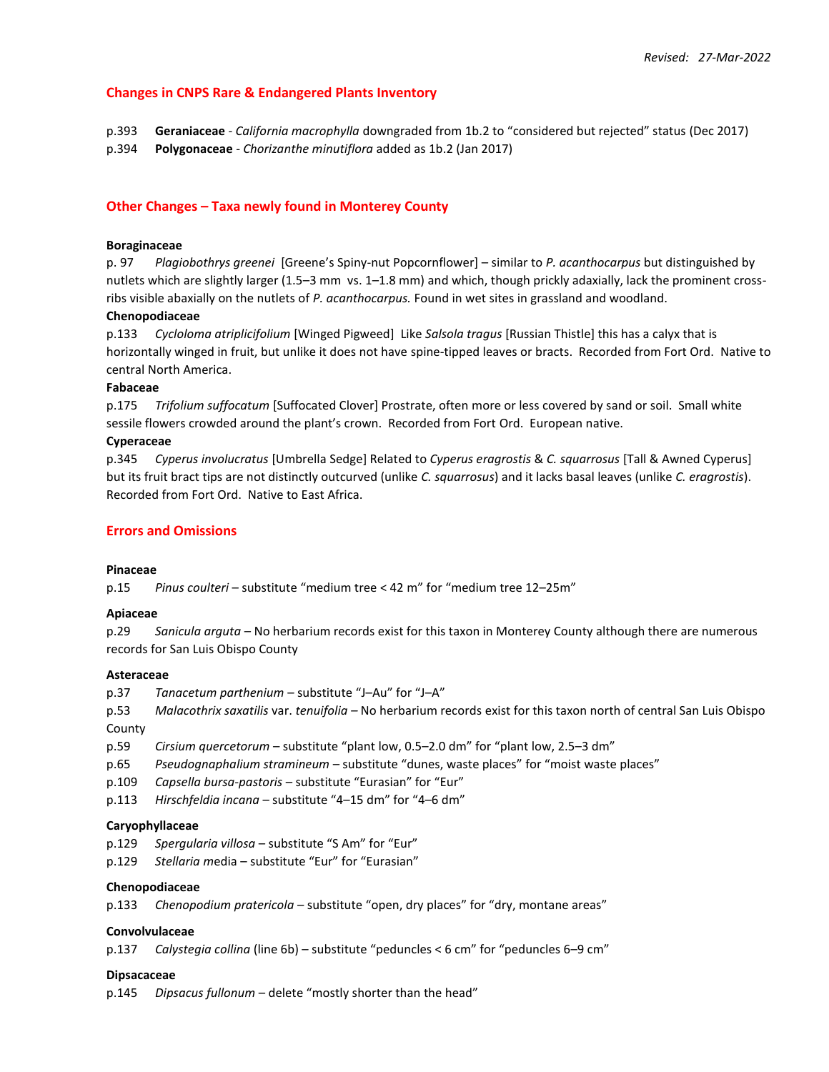*Revised: 27-Mar-2022*

## Changes in CNPS Rare & Endangered Plants Inventory

p.393 **Geraniaceae** - *California macrophylla* downgraded from 1b.2 to "considered but rejected" status (Dec 2017)

p.394 **Polygonaceae** - *Chorizanthe minutiflora* added as 1b.2 (Jan 2017)

## Other Changes – Taxa newly found in Monterey County

**Boraginaceae**

p. 97 *Plagiobothrys greenei* [Greene's Spiny-nut Popcornflower] – similar to *P. acanthocarpus* but distinguished by nutlets which are slightly larger (1.5–3 mm vs. 1–1.8 mm) and which, though prickly adaxially, lack the prominent cross-ribs visible abaxially on the nutlets of *P. acanthocarpus.* Found in wet sites in grassland and woodland.

**Chenopodiaceae**

p.133 *Cycloloma atriplicifolium* [Winged Pigweed] Like *Salsola tragus* [Russian Thistle] this has a calyx that is horizontally winged in fruit, but unlike it does not have spine-tipped leaves or bracts. Recorded from Fort Ord. Native to central North America.

**Fabaceae**

p.175 *Trifolium suffocatum* [Suffocated Clover] Prostrate, often more or less covered by sand or soil. Small white sessile flowers crowded around the plant's crown. Recorded from Fort Ord. European native.

**Cyperaceae**

p.345 *Cyperus involucratus* [Umbrella Sedge] Related to *Cyperus eragrostis* & *C. squarrosus* [Tall & Awned Cyperus] but its fruit bract tips are not distinctly outcurved (unlike *C. squarrosus*) and it lacks basal leaves (unlike *C. eragrostis*). Recorded from Fort Ord. Native to East Africa.

## Errors and Omissions

**Pinaceae**

p.15 *Pinus coulteri* – substitute "medium tree < 42 m" for "medium tree 12–25m"

**Apiaceae**

p.29 *Sanicula arguta* – No herbarium records exist for this taxon in Monterey County although there are numerous records for San Luis Obispo County

**Asteraceae**

p.37 *Tanacetum parthenium* – substitute "J–Au" for "J–A"

p.53 *Malacothrix saxatilis* var. *tenuifolia* – No herbarium records exist for this taxon north of central San Luis Obispo County

p.59 *Cirsium quercetorum* – substitute "plant low, 0.5–2.0 dm" for "plant low, 2.5–3 dm"

p.65 *Pseudognaphalium stramineum* – substitute "dunes, waste places" for "moist waste places"

p.109 *Capsella bursa-pastoris* – substitute "Eurasian" for "Eur"

p.113 *Hirschfeldia incana* – substitute "4–15 dm" for "4–6 dm"

**Caryophyllaceae**

p.129 *Spergularia villosa* – substitute "S Am" for "Eur"

p.129 *Stellaria m*edia – substitute "Eur" for "Eurasian"

**Chenopodiaceae**

p.133 *Chenopodium pratericola* – substitute "open, dry places" for "dry, montane areas"

**Convolvulaceae**

p.137 *Calystegia collina* (line 6b) – substitute "peduncles < 6 cm" for "peduncles 6–9 cm"

**Dipsacaceae**

p.145 *Dipsacus fullonum* – delete "mostly shorter than the head"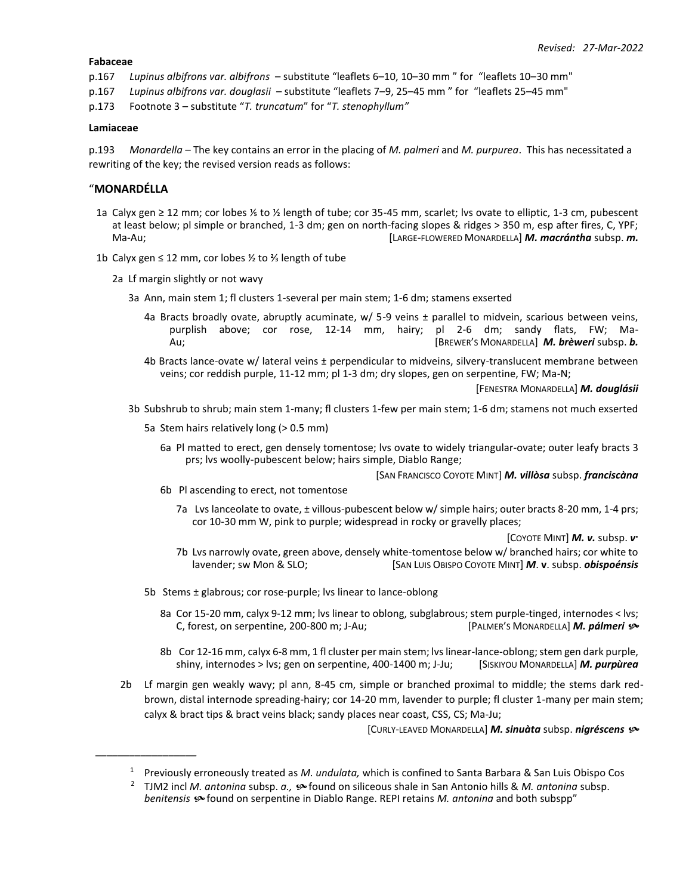*Revised: 27-Mar-2022*

**Fabaceae**

p.167 *Lupinus albifrons var. albifrons* – substitute "leaflets 6–10, 10–30 mm " for "leaflets 10–30 mm"

p.167 *Lupinus albifrons var. douglasii* – substitute "leaflets 7–9, 25–45 mm " for "leaflets 25–45 mm"

p.173 Footnote 3 – substitute "*T. truncatum*" for "*T. stenophyllum"*

**Lamiaceae**

p.193 *Monardella* – The key contains an error in the placing of *M. palmeri* and *M. purpurea*. This has necessitated a rewriting of the key; the revised version reads as follows:

"**MONARDÉLLA**

1a Calyx gen ≥ 12 mm; cor lobes ⅕ to ½ length of tube; cor 35-45 mm, scarlet; lvs ovate to elliptic, 1-3 cm, pubescent at least below; pl simple or branched, 1-3 dm; gen on north-facing slopes & ridges > 350 m, esp after fires, C, YPF; Ma-Au; [LARGE-FLOWERED MONARDELLA] ***M. macrántha*** subsp. ***m.***

1b Calyx gen ≤ 12 mm, cor lobes ½ to ⅔ length of tube

2a Lf margin slightly or not wavy

3a Ann, main stem 1; fl clusters 1-several per main stem; 1-6 dm; stamens exserted

4a Bracts broadly ovate, abruptly acuminate, w/ 5-9 veins ± parallel to midvein, scarious between veins, purplish above; cor rose, 12-14 mm, hairy; pl 2-6 dm; sandy flats, FW; Ma-Au; [BREWER'S MONARDELLA] ***M. brèweri*** subsp. ***b.***

4b Bracts lance-ovate w/ lateral veins ± perpendicular to midveins, silvery-translucent membrane between veins; cor reddish purple, 11-12 mm; pl 1-3 dm; dry slopes, gen on serpentine, FW; Ma-N; [FENESTRA MONARDELLA] ***M. douglásii***

3b Subshrub to shrub; main stem 1-many; fl clusters 1-few per main stem; 1-6 dm; stamens not much exserted

5a Stem hairs relatively long (> 0.5 mm)

6a Pl matted to erect, gen densely tomentose; lvs ovate to widely triangular-ovate; outer leafy bracts 3 prs; lvs woolly-pubescent below; hairs simple, Diablo Range; [SAN FRANCISCO COYOTE MINT] ***M. villòsa*** subsp. ***franciscàna***

6b Pl ascending to erect, not tomentose

7a Lvs lanceolate to ovate, ± villous-pubescent below w/ simple hairs; outer bracts 8-20 mm, 1-4 prs; cor 10-30 mm W, pink to purple; widespread in rocky or gravelly places; [COYOTE MINT] ***M. v.*** subsp. ***v.***

7b Lvs narrowly ovate, green above, densely white-tomentose below w/ branched hairs; cor white to lavender; sw Mon & SLO; [SAN LUIS OBISPO COYOTE MINT] ***M***. **v**. subsp. ***obispoénsis***

5b Stems ± glabrous; cor rose-purple; lvs linear to lance-oblong

8a Cor 15-20 mm, calyx 9-12 mm; lvs linear to oblong, subglabrous; stem purple-tinged, internodes < lvs; C, forest, on serpentine, 200-800 m; J-Au; [PALMER'S MONARDELLA] ***M. pálmeri*** ✾

8b Cor 12-16 mm, calyx 6-8 mm, 1 fl cluster per main stem; lvs linear-lance-oblong; stem gen dark purple, shiny, internodes > lvs; gen on serpentine, 400-1400 m; J-Ju; [SISKIYOU MONARDELLA] ***M. purpùrea***

2b Lf margin gen weakly wavy; pl ann, 8-45 cm, simple or branched proximal to middle; the stems dark red-brown, distal internode spreading-hairy; cor 14-20 mm, lavender to purple; fl cluster 1-many per main stem; calyx & bract tips & bract veins black; sandy places near coast, CSS, CS; Ma-Ju; [CURLY-LEAVED MONARDELLA] ***M. sinuàta*** subsp. ***nigréscens*** ✾

---

[1] Previously erroneously treated as *M. undulata,* which is confined to Santa Barbara & San Luis Obispo Cos

[2] TJM2 incl *M. antonina* subsp. *a.,* ✾ found on siliceous shale in San Antonio hills & *M. antonina* subsp. *benitensis* ✾ found on serpentine in Diablo Range. REPI retains *M. antonina* and both subspp"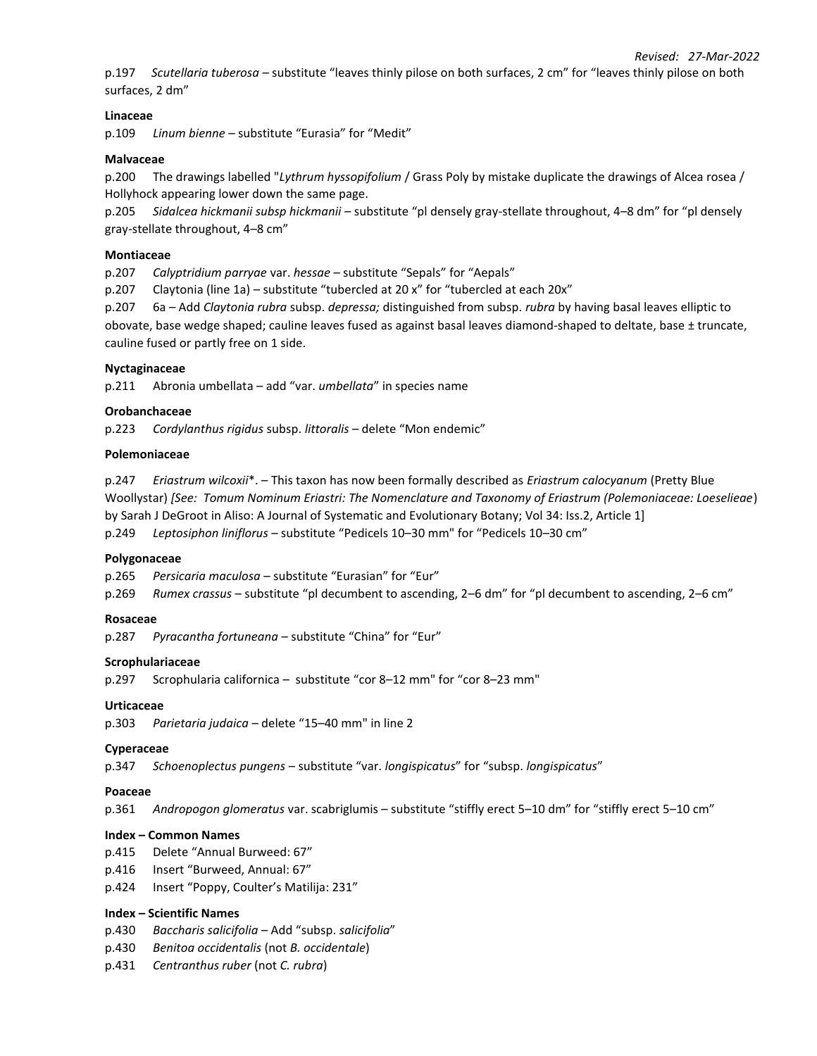*Revised: 27-Mar-2022*

p.197 *Scutellaria tuberosa* – substitute "leaves thinly pilose on both surfaces, 2 cm" for "leaves thinly pilose on both surfaces, 2 dm"

**Linaceae**

p.109 *Linum bienne* – substitute "Eurasia" for "Medit"

**Malvaceae**

p.200 The drawings labelled "*Lythrum hyssopifolium* / Grass Poly by mistake duplicate the drawings of Alcea rosea / Hollyhock appearing lower down the same page.

p.205 *Sidalcea hickmanii subsp hickmanii* – substitute "pl densely gray-stellate throughout, 4–8 dm" for "pl densely gray-stellate throughout, 4–8 cm"

**Montiaceae**

p.207 *Calyptridium parryae* var. *hessae* – substitute "Sepals" for "Aepals"

p.207 Claytonia (line 1a) – substitute "tubercled at 20 x" for "tubercled at each 20x"

p.207 6a – Add *Claytonia rubra* subsp. *depressa;* distinguished from subsp. *rubra* by having basal leaves elliptic to obovate, base wedge shaped; cauline leaves fused as against basal leaves diamond-shaped to deltate, base ± truncate, cauline fused or partly free on 1 side.

**Nyctaginaceae**

p.211 Abronia umbellata – add "var. *umbellata*" in species name

**Orobanchaceae**

p.223 *Cordylanthus rigidus* subsp. *littoralis* – delete "Mon endemic"

**Polemoniaceae**

p.247 *Eriastrum wilcoxii*\*. – This taxon has now been formally described as *Eriastrum calocyanum* (Pretty Blue Woollystar) *[See: Tomum Nominum Eriastri: The Nomenclature and Taxonomy of Eriastrum (Polemoniaceae: Loeselieae*) by Sarah J DeGroot in Aliso: A Journal of Systematic and Evolutionary Botany; Vol 34: Iss.2, Article 1]

p.249 *Leptosiphon liniflorus* – substitute "Pedicels 10–30 mm" for "Pedicels 10–30 cm"

**Polygonaceae**

p.265 *Persicaria maculosa* – substitute "Eurasian" for "Eur"

p.269 *Rumex crassus* – substitute "pl decumbent to ascending, 2–6 dm" for "pl decumbent to ascending, 2–6 cm"

**Rosaceae**

p.287 *Pyracantha fortuneana* – substitute "China" for "Eur"

**Scrophulariaceae**

p.297 Scrophularia californica – substitute "cor 8–12 mm" for "cor 8–23 mm"

**Urticaceae**

p.303 *Parietaria judaica* – delete "15–40 mm" in line 2

**Cyperaceae**

p.347 *Schoenoplectus pungens* – substitute "var. *longispicatus*" for "subsp. *longispicatus*"

**Poaceae**

p.361 *Andropogon glomeratus* var. scabriglumis – substitute "stiffly erect 5–10 dm" for "stiffly erect 5–10 cm"

**Index – Common Names**

p.415 Delete "Annual Burweed: 67"

p.416 Insert "Burweed, Annual: 67"

p.424 Insert "Poppy, Coulter's Matilija: 231"

**Index – Scientific Names**

p.430 *Baccharis salicifolia* – Add "subsp. *salicifolia*"

p.430 *Benitoa occidentalis* (not *B. occidentale*)

p.431 *Centranthus ruber* (not *C. rubra*)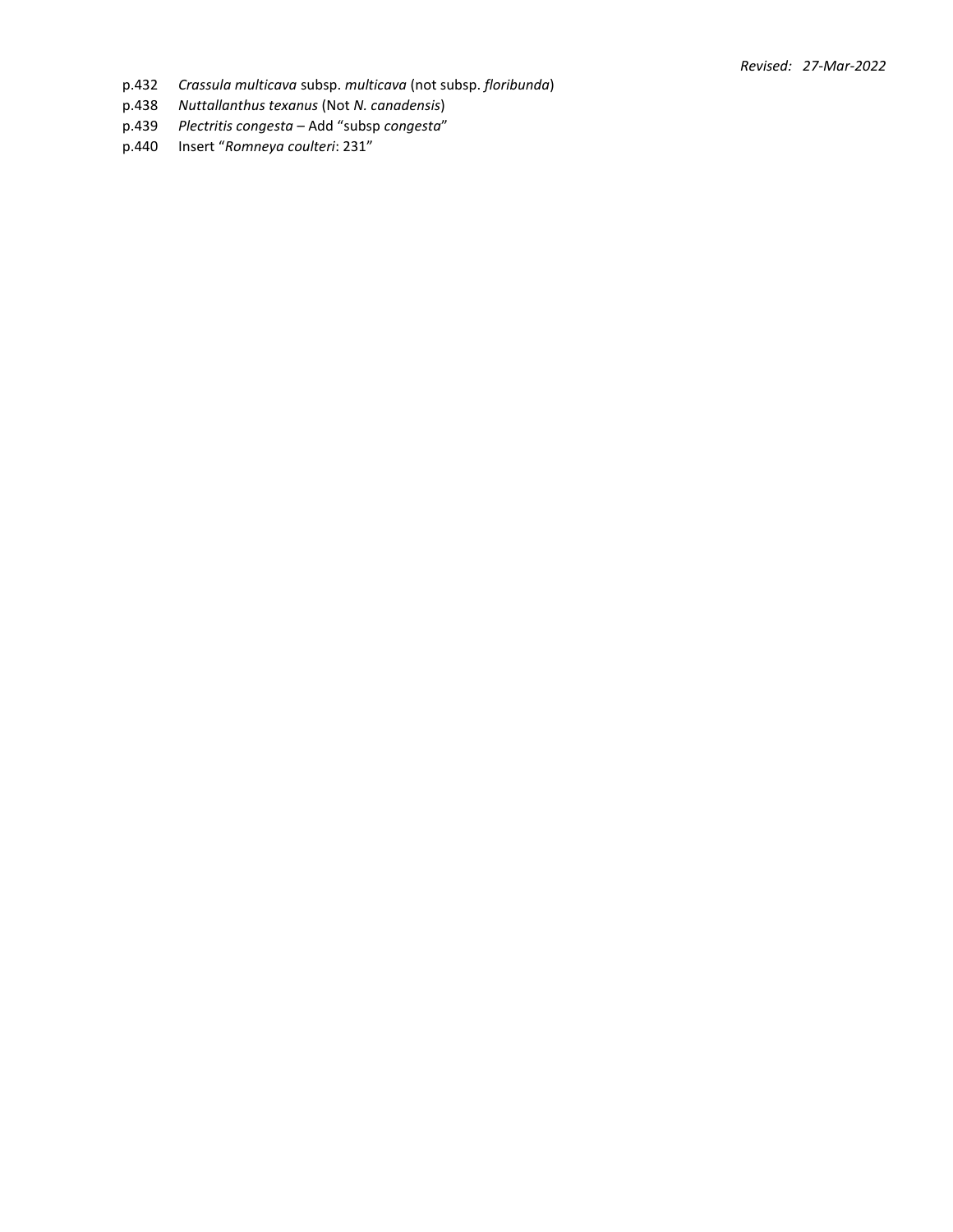p.432 *Crassula multicava* subsp. *multicava* (not subsp. *floribunda*)

p.438 *Nuttallanthus texanus* (Not *N. canadensis*)

p.439 *Plectritis congesta* – Add "subsp *congesta*"

p.440 Insert "*Romneya coulteri*: 231"